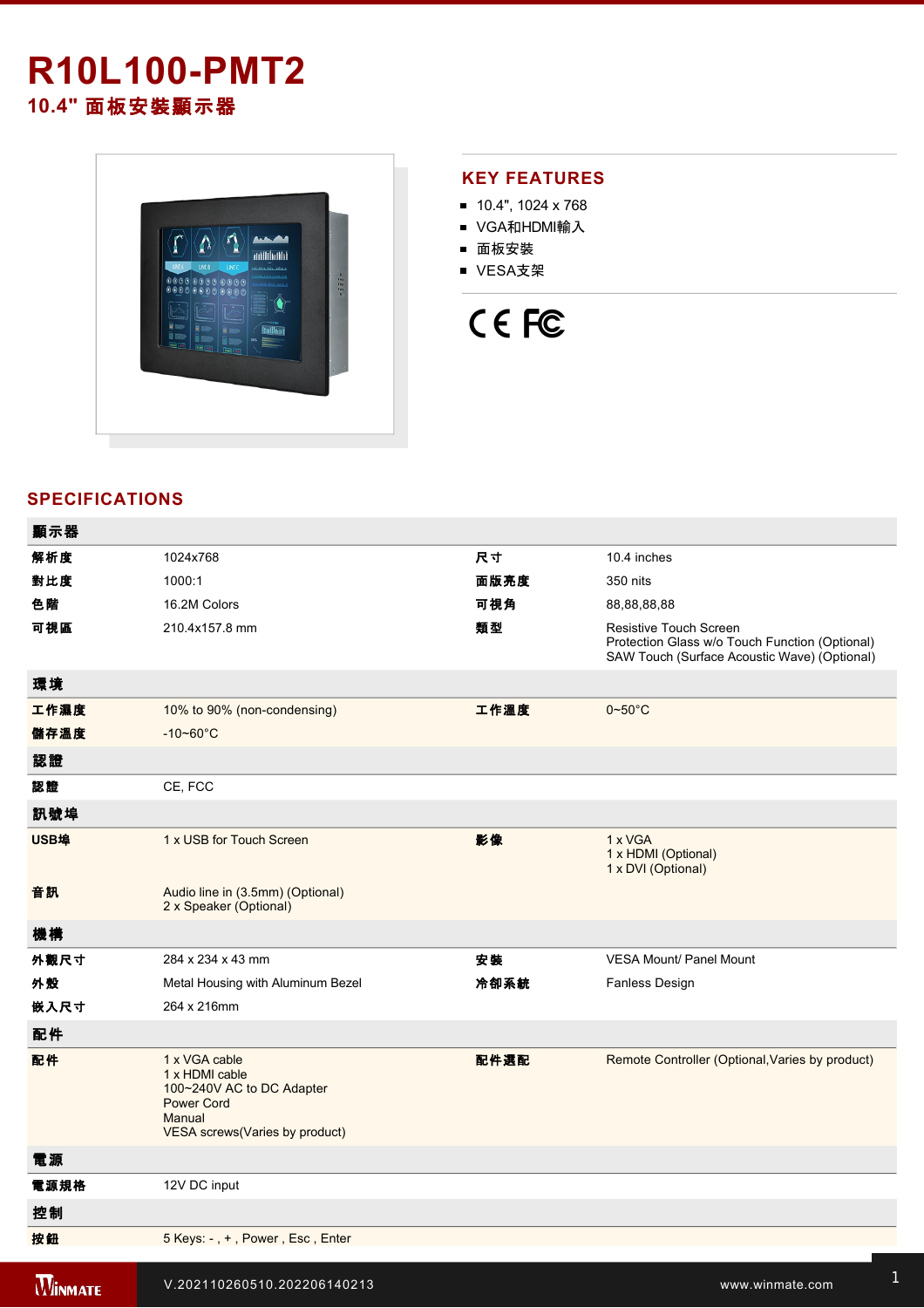# R10L100-PMT2

## 10.4" 面板安裝顯示器

## KEY FEATURES

- 10.4", 1024 x 768
- VGA和HDMI輸入
- 面板安裝
- VESA支架

## SPECIFICATIONS

| 顯示器 | | | |
|---|---|---|---|
| 解析度 | 1024x768 | 尺寸 | 10.4 inches |
| 對比度 | 1000:1 | 面版亮度 | 350 nits |
| 色階 | 16.2M Colors | 可視角 | 88,88,88,88 |
| 可視區 | 210.4x157.8 mm | 類型 | Resistive Touch Screen<br>Protection Glass w/o Touch Function (Optional)<br>SAW Touch (Surface Acoustic Wave) (Optional) |
| **環境** | | | |
| 工作濕度 | 10% to 90% (non-condensing) | 工作溫度 | 0~50°C |
| 儲存溫度 | -10~60°C | | |
| **認證** | | | |
| 認證 | CE, FCC | | |
| **訊號埠** | | | |
| USB埠 | 1 x USB for Touch Screen | 影像 | 1 x VGA<br>1 x HDMI (Optional)<br>1 x DVI (Optional) |
| 音訊 | Audio line in (3.5mm) (Optional)<br>2 x Speaker (Optional) | | |
| **機構** | | | |
| 外觀尺寸 | 284 x 234 x 43 mm | 安裝 | VESA Mount/ Panel Mount |
| 外殼 | Metal Housing with Aluminum Bezel | 冷卻系統 | Fanless Design |
| 嵌入尺寸 | 264 x 216mm | | |
| **配件** | | | |
| 配件 | 1 x VGA cable<br>1 x HDMI cable<br>100~240V AC to DC Adapter<br>Power Cord<br>Manual<br>VESA screws(Varies by product) | 配件選配 | Remote Controller (Optional,Varies by product) |
| **電源** | | | |
| 電源規格 | 12V DC input | | |
| **控制** | | | |
| 按鈕 | 5 Keys: - , + , Power , Esc , Enter | | |

V.202110260510.202206140213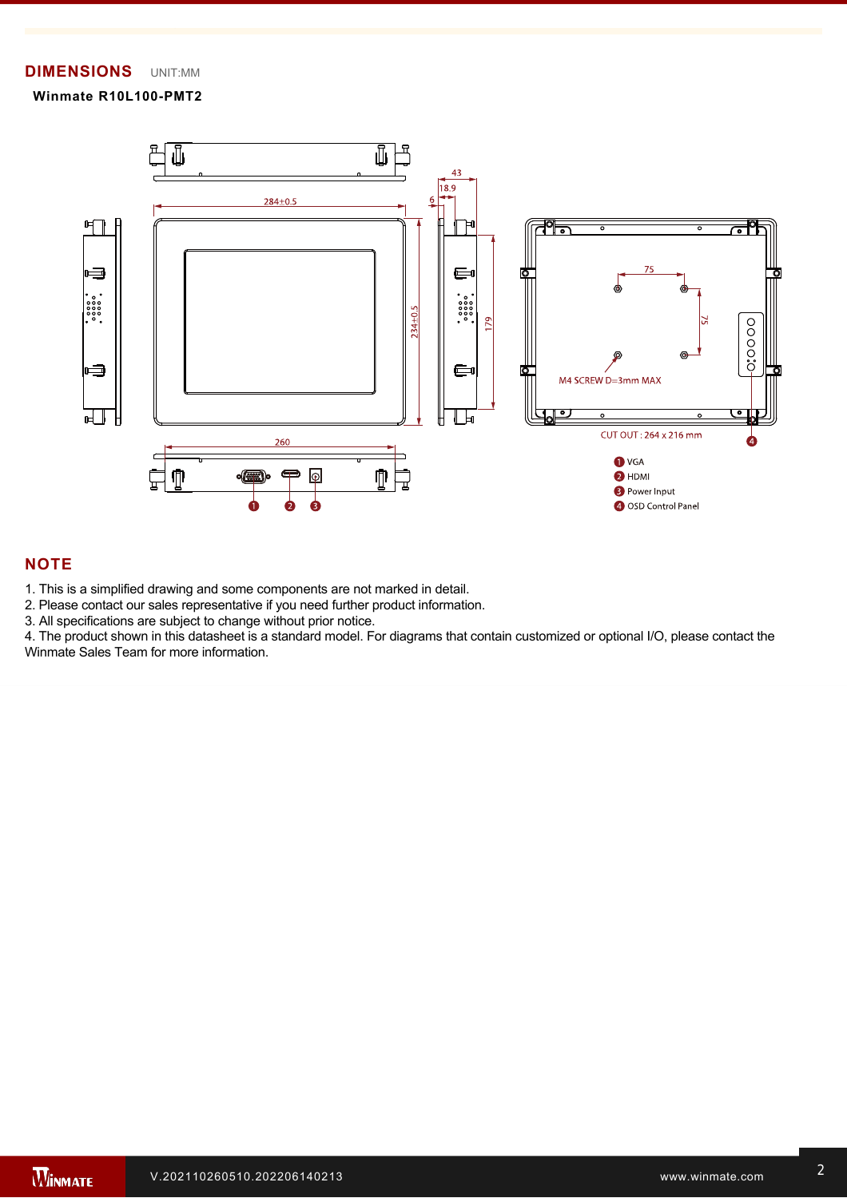## DIMENSIONS UNIT:MM

**Winmate R10L100-PMT2**

284±0.5

234±0.5

43

18.9

6

179

75

75

M4 SCREW D=3mm MAX

CUT OUT : 264 x 216 mm

260

1 VGA
2 HDMI
3 Power Input
4 OSD Control Panel

## NOTE

1. This is a simplified drawing and some components are not marked in detail.
2. Please contact our sales representative if you need further product information.
3. All specifications are subject to change without prior notice.
4. The product shown in this datasheet is a standard model. For diagrams that contain customized or optional I/O, please contact the Winmate Sales Team for more information.